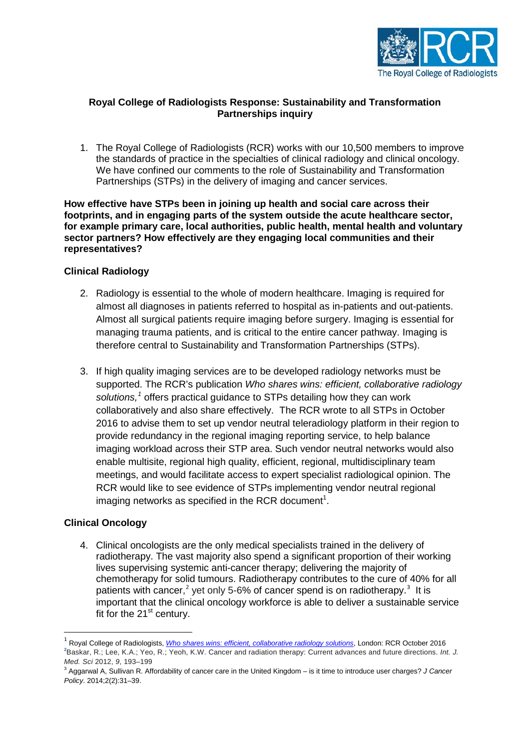**Royal College of Radiologists Response: Sustainability and Transformation Partnerships inquiry**

1. The Royal College of Radiologists (RCR) works with our 10,500 members to improve the standards of practice in the specialties of clinical radiology and clinical oncology. We have confined our comments to the role of Sustainability and Transformation Partnerships (STPs) in the delivery of imaging and cancer services.

**How effective have STPs been in joining up health and social care across their footprints, and in engaging parts of the system outside the acute healthcare sector, for example primary care, local authorities, public health, mental health and voluntary sector partners? How effectively are they engaging local communities and their representatives?**

### Clinical Radiology

2. Radiology is essential to the whole of modern healthcare. Imaging is required for almost all diagnoses in patients referred to hospital as in-patients and out-patients. Almost all surgical patients require imaging before surgery. Imaging is essential for managing trauma patients, and is critical to the entire cancer pathway. Imaging is therefore central to Sustainability and Transformation Partnerships (STPs).

3. If high quality imaging services are to be developed radiology networks must be supported. The RCR's publication *Who shares wins: efficient, collaborative radiology solutions,*[1] offers practical guidance to STPs detailing how they can work collaboratively and also share effectively. The RCR wrote to all STPs in October 2016 to advise them to set up vendor neutral teleradiology platform in their region to provide redundancy in the regional imaging reporting service, to help balance imaging workload across their STP area. Such vendor neutral networks would also enable multisite, regional high quality, efficient, regional, multidisciplinary team meetings, and would facilitate access to expert specialist radiological opinion. The RCR would like to see evidence of STPs implementing vendor neutral regional imaging networks as specified in the RCR document[1].

### Clinical Oncology

4. Clinical oncologists are the only medical specialists trained in the delivery of radiotherapy. The vast majority also spend a significant proportion of their working lives supervising systemic anti-cancer therapy; delivering the majority of chemotherapy for solid tumours. Radiotherapy contributes to the cure of 40% for all patients with cancer,[2] yet only 5-6% of cancer spend is on radiotherapy.[3] It is important that the clinical oncology workforce is able to deliver a sustainable service fit for the 21st century.

---

[1] Royal College of Radiologists, *Who shares wins: efficient, collaborative radiology solutions*, London: RCR October 2016

[2] Baskar, R.; Lee, K.A.; Yeo, R.; Yeoh, K.W. Cancer and radiation therapy: Current advances and future directions. *Int. J. Med. Sci* 2012, *9*, 193–199

[3] Aggarwal A, Sullivan R. Affordability of cancer care in the United Kingdom – is it time to introduce user charges? *J Cancer Policy*. 2014;2(2):31–39.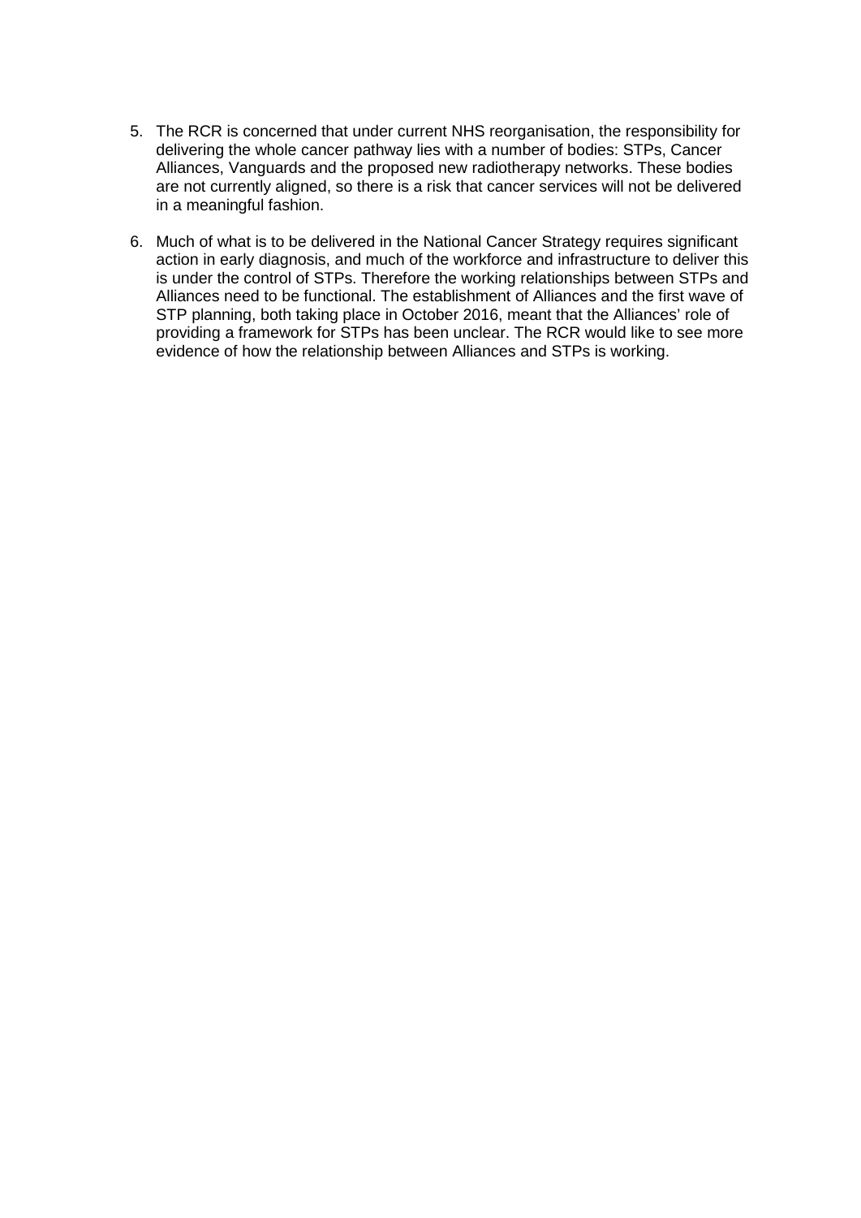5. The RCR is concerned that under current NHS reorganisation, the responsibility for delivering the whole cancer pathway lies with a number of bodies: STPs, Cancer Alliances, Vanguards and the proposed new radiotherapy networks. These bodies are not currently aligned, so there is a risk that cancer services will not be delivered in a meaningful fashion.

6. Much of what is to be delivered in the National Cancer Strategy requires significant action in early diagnosis, and much of the workforce and infrastructure to deliver this is under the control of STPs. Therefore the working relationships between STPs and Alliances need to be functional. The establishment of Alliances and the first wave of STP planning, both taking place in October 2016, meant that the Alliances' role of providing a framework for STPs has been unclear. The RCR would like to see more evidence of how the relationship between Alliances and STPs is working.